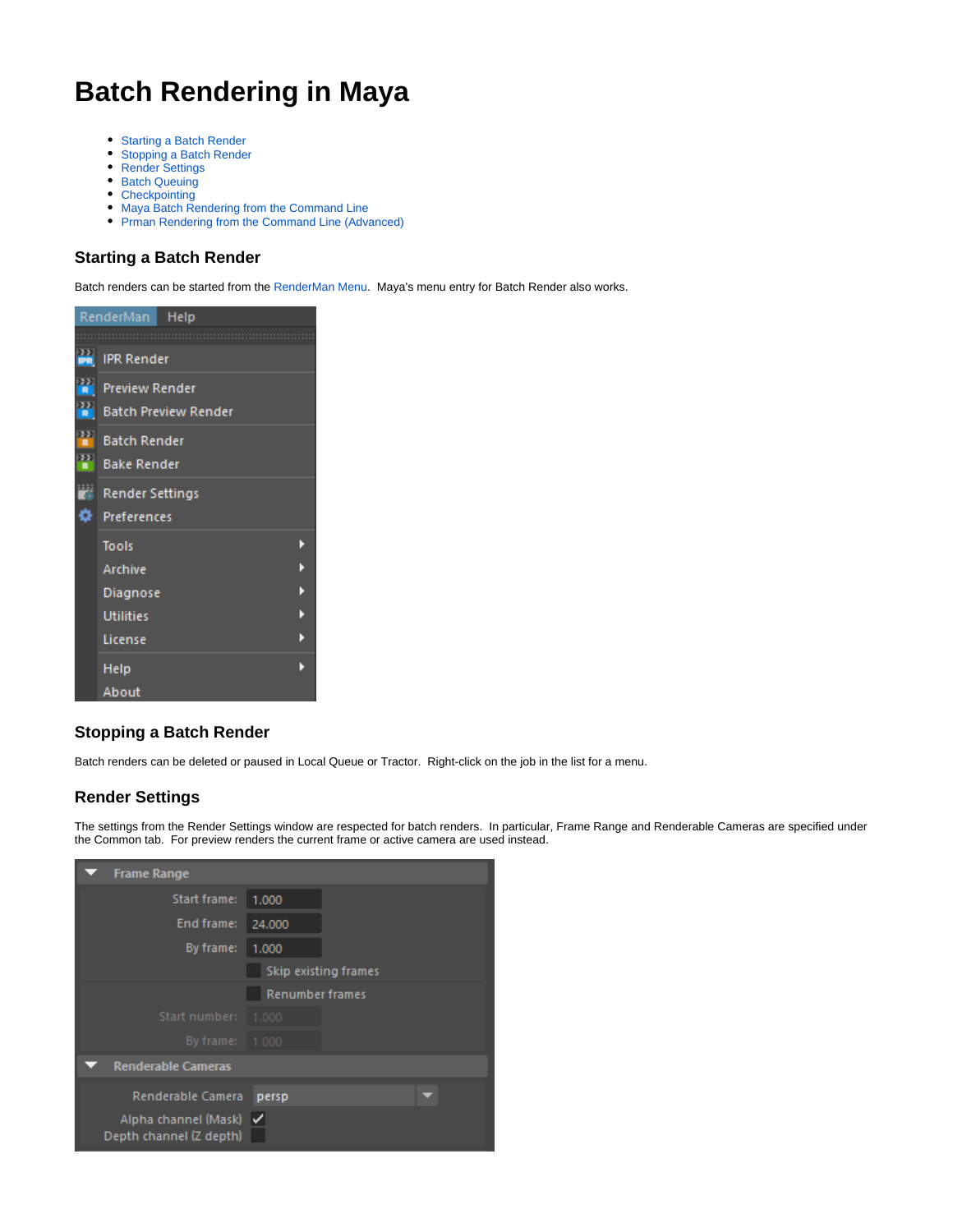# Batch Rendering in Maya

- Starting a Batch Render
- Stopping a Batch Render
- Render Settings
- Batch Queuing
- Checkpointing
- Maya Batch Rendering from the Command Line
- Prman Rendering from the Command Line (Advanced)

## Starting a Batch Render

Batch renders can be started from the RenderMan Menu. Maya's menu entry for Batch Render also works.

## Stopping a Batch Render

Batch renders can be deleted or paused in Local Queue or Tractor. Right-click on the job in the list for a menu.

## Render Settings

The settings from the Render Settings window are respected for batch renders. In particular, Frame Range and Renderable Cameras are specified under the Common tab. For preview renders the current frame or active camera are used instead.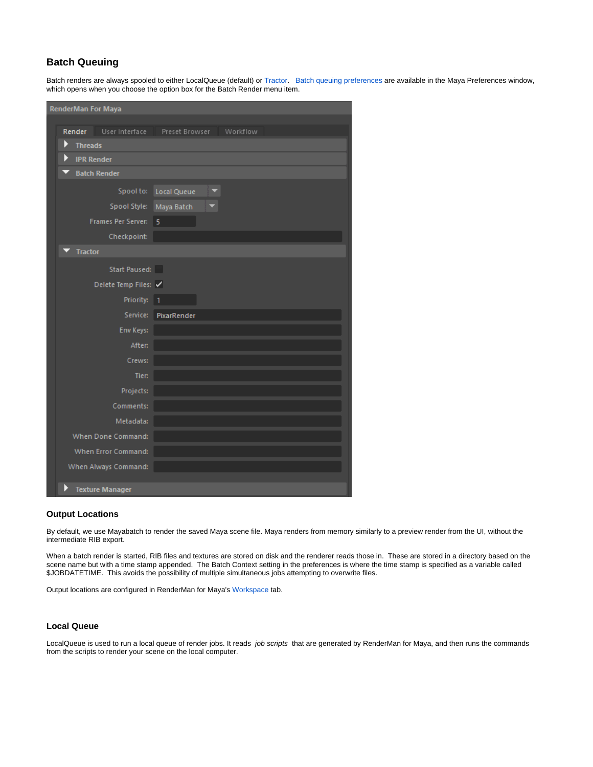### Batch Queuing

Batch renders are always spooled to either LocalQueue (default) or Tractor. Batch queuing preferences are available in the Maya Preferences window, which opens when you choose the option box for the Batch Render menu item.

### Output Locations

By default, we use Mayabatch to render the saved Maya scene file. Maya renders from memory similarly to a preview render from the UI, without the intermediate RIB export.

When a batch render is started, RIB files and textures are stored on disk and the renderer reads those in. These are stored in a directory based on the scene name but with a time stamp appended. The Batch Context setting in the preferences is where the time stamp is specified as a variable called $JOBDATETIME. This avoids the possibility of multiple simultaneous jobs attempting to overwrite files.

Output locations are configured in RenderMan for Maya's Workspace tab.

### Local Queue

LocalQueue is used to run a local queue of render jobs. It reads *job scripts* that are generated by RenderMan for Maya, and then runs the commands from the scripts to render your scene on the local computer.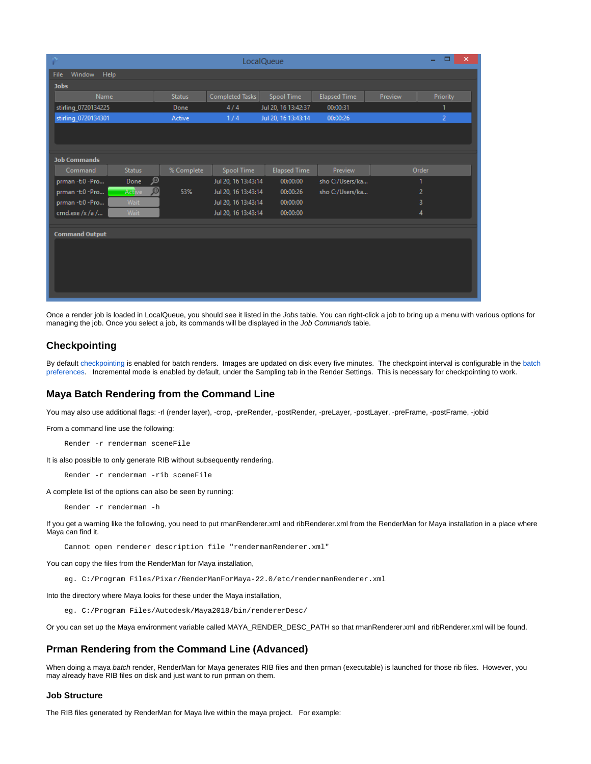Once a render job is loaded in LocalQueue, you should see it listed in the *Jobs* table. You can right-click a job to bring up a menu with various options for managing the job. Once you select a job, its commands will be displayed in the *Job Commands* table.

## Checkpointing

By default checkpointing is enabled for batch renders. Images are updated on disk every five minutes. The checkpoint interval is configurable in the batch preferences. Incremental mode is enabled by default, under the Sampling tab in the Render Settings. This is necessary for checkpointing to work.

## Maya Batch Rendering from the Command Line

You may also use additional flags: -rl (render layer), -crop, -preRender, -postRender, -preLayer, -postLayer, -preFrame, -postFrame, -jobid

From a command line use the following:

```
Render -r renderman sceneFile
```

It is also possible to only generate RIB without subsequently rendering.

```
Render -r renderman -rib sceneFile
```

A complete list of the options can also be seen by running:

```
Render -r renderman -h
```

If you get a warning like the following, you need to put rmanRenderer.xml and ribRenderer.xml from the RenderMan for Maya installation in a place where Maya can find it.

```
Cannot open renderer description file "rendermanRenderer.xml"
```

You can copy the files from the RenderMan for Maya installation,

```
eg. C:/Program Files/Pixar/RenderManForMaya-22.0/etc/rendermanRenderer.xml
```

Into the directory where Maya looks for these under the Maya installation,

```
eg. C:/Program Files/Autodesk/Maya2018/bin/rendererDesc/
```

Or you can set up the Maya environment variable called MAYA_RENDER_DESC_PATH so that rmanRenderer.xml and ribRenderer.xml will be found.

## Prman Rendering from the Command Line (Advanced)

When doing a maya *batch* render, RenderMan for Maya generates RIB files and then prman (executable) is launched for those rib files. However, you may already have RIB files on disk and just want to run prman on them.

### Job Structure

The RIB files generated by RenderMan for Maya live within the maya project. For example: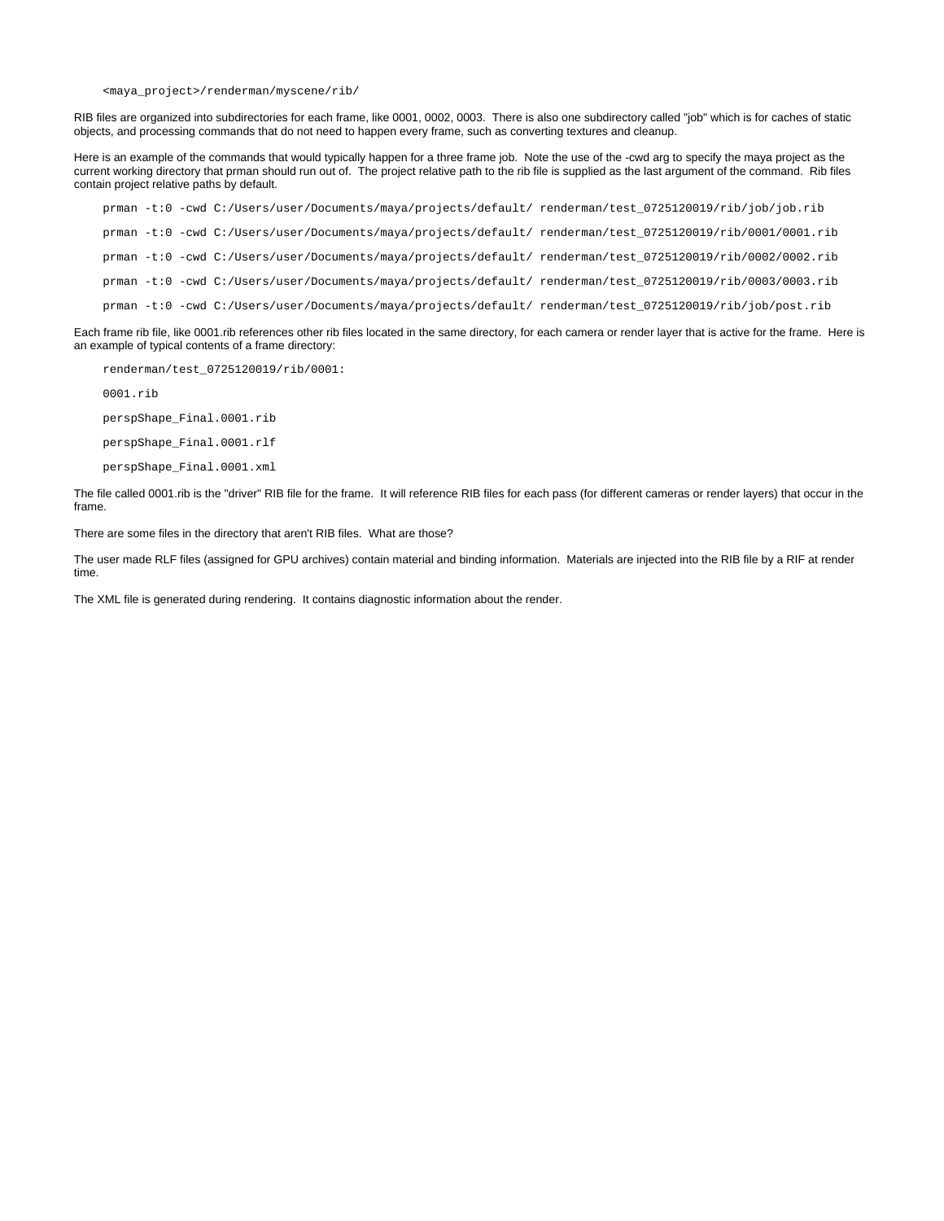```
<maya_project>/renderman/myscene/rib/
```

RIB files are organized into subdirectories for each frame, like 0001, 0002, 0003. There is also one subdirectory called "job" which is for caches of static objects, and processing commands that do not need to happen every frame, such as converting textures and cleanup.

Here is an example of the commands that would typically happen for a three frame job. Note the use of the -cwd arg to specify the maya project as the current working directory that prman should run out of. The project relative path to the rib file is supplied as the last argument of the command. Rib files contain project relative paths by default.

```
prman -t:0 -cwd C:/Users/user/Documents/maya/projects/default/ renderman/test_0725120019/rib/job/job.rib

prman -t:0 -cwd C:/Users/user/Documents/maya/projects/default/ renderman/test_0725120019/rib/0001/0001.rib

prman -t:0 -cwd C:/Users/user/Documents/maya/projects/default/ renderman/test_0725120019/rib/0002/0002.rib

prman -t:0 -cwd C:/Users/user/Documents/maya/projects/default/ renderman/test_0725120019/rib/0003/0003.rib

prman -t:0 -cwd C:/Users/user/Documents/maya/projects/default/ renderman/test_0725120019/rib/job/post.rib
```

Each frame rib file, like 0001.rib references other rib files located in the same directory, for each camera or render layer that is active for the frame. Here is an example of typical contents of a frame directory:

```
renderman/test_0725120019/rib/0001:

0001.rib

perspShape_Final.0001.rib

perspShape_Final.0001.rlf

perspShape_Final.0001.xml
```

The file called 0001.rib is the "driver" RIB file for the frame. It will reference RIB files for each pass (for different cameras or render layers) that occur in the frame.

There are some files in the directory that aren't RIB files. What are those?

The user made RLF files (assigned for GPU archives) contain material and binding information. Materials are injected into the RIB file by a RIF at render time.

The XML file is generated during rendering. It contains diagnostic information about the render.